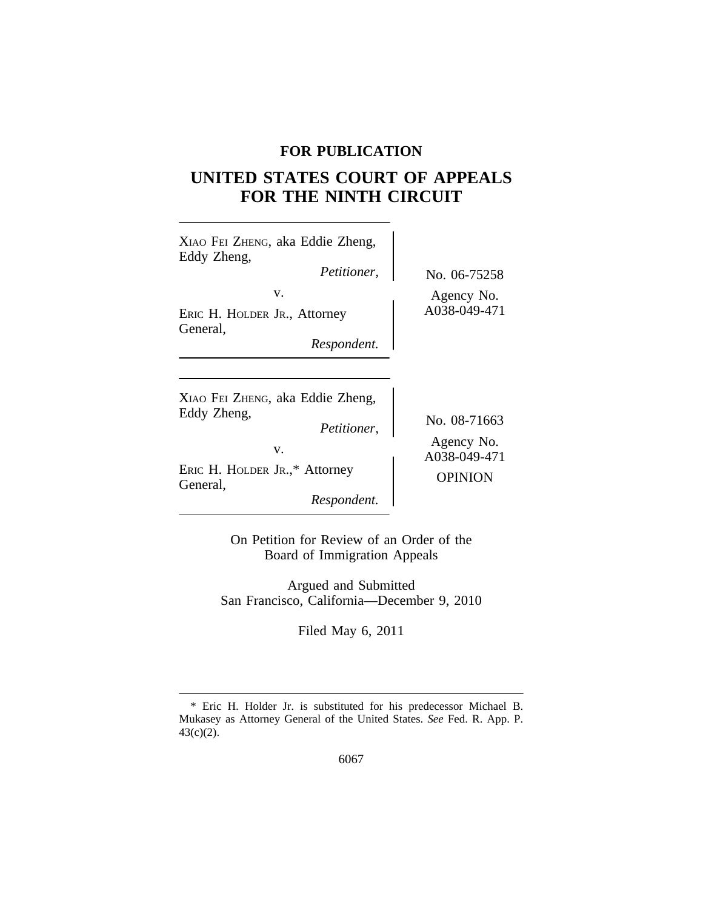**FOR PUBLICATION**

# UNITED STATES COURT OF APPEALS FOR THE NINTH CIRCUIT

XIAO FEI ZHENG, aka Eddie Zheng, Eddy Zheng,
*Petitioner,*
v.
ERIC H. HOLDER JR., Attorney General,
*Respondent.*

No. 06-75258
Agency No. A038-049-471

XIAO FEI ZHENG, aka Eddie Zheng, Eddy Zheng,
*Petitioner,*
v.
ERIC H. HOLDER JR.,* Attorney General,
*Respondent.*

No. 08-71663
Agency No. A038-049-471
OPINION

On Petition for Review of an Order of the Board of Immigration Appeals

Argued and Submitted
San Francisco, California—December 9, 2010

Filed May 6, 2011

---

\* Eric H. Holder Jr. is substituted for his predecessor Michael B. Mukasey as Attorney General of the United States. *See* Fed. R. App. P. 43(c)(2).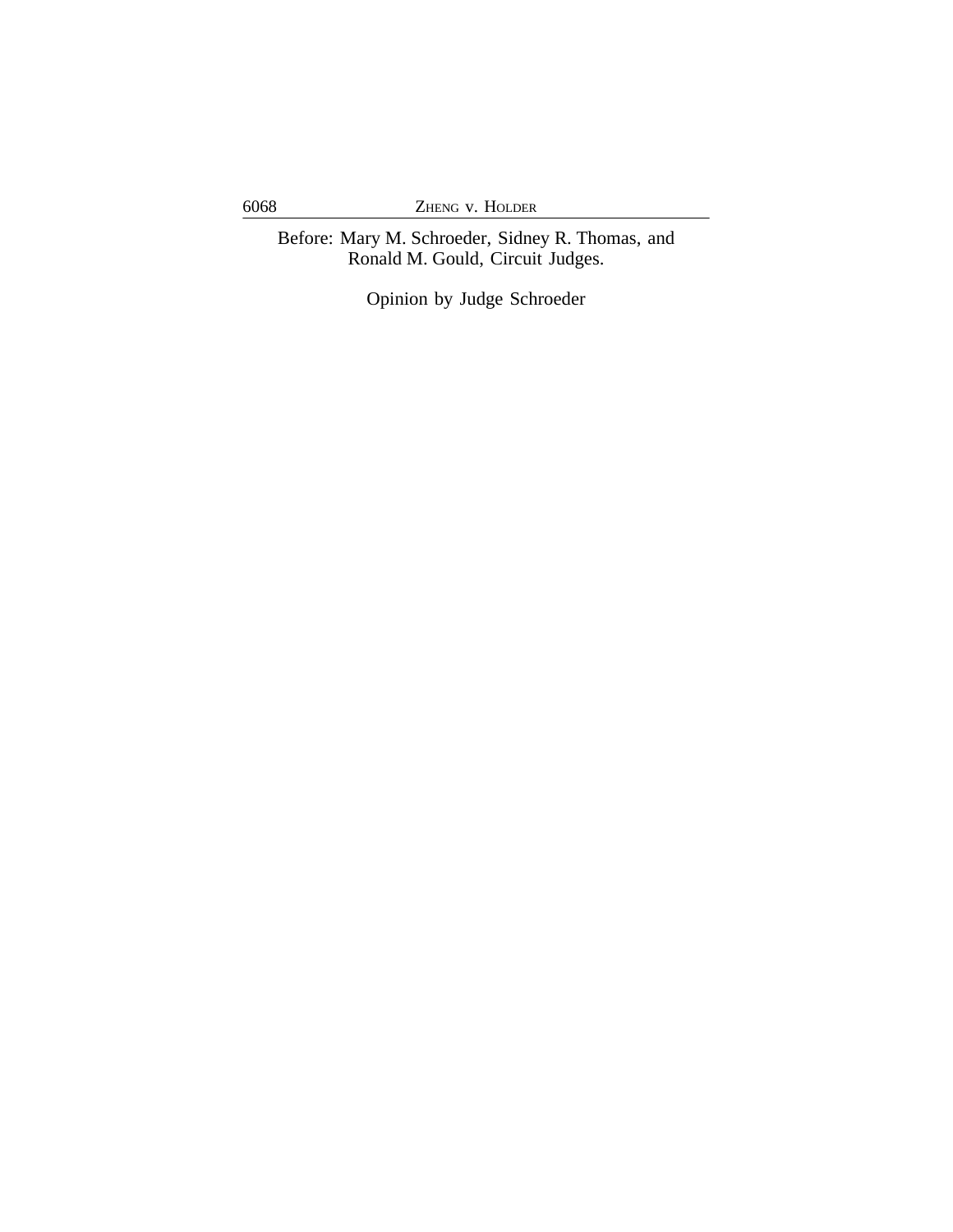Before: Mary M. Schroeder, Sidney R. Thomas, and
Ronald M. Gould, Circuit Judges.

Opinion by Judge Schroeder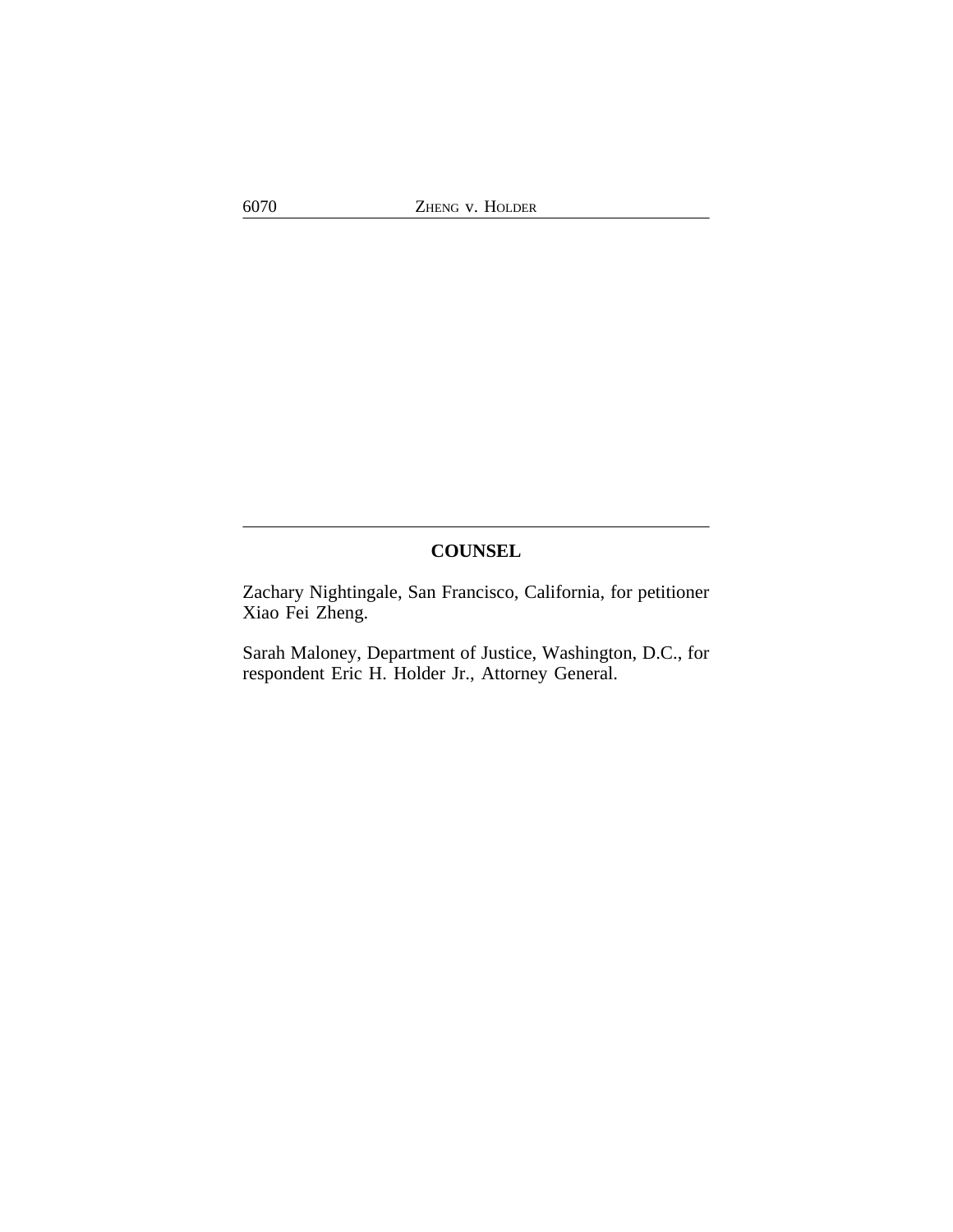## COUNSEL

Zachary Nightingale, San Francisco, California, for petitioner Xiao Fei Zheng.

Sarah Maloney, Department of Justice, Washington, D.C., for respondent Eric H. Holder Jr., Attorney General.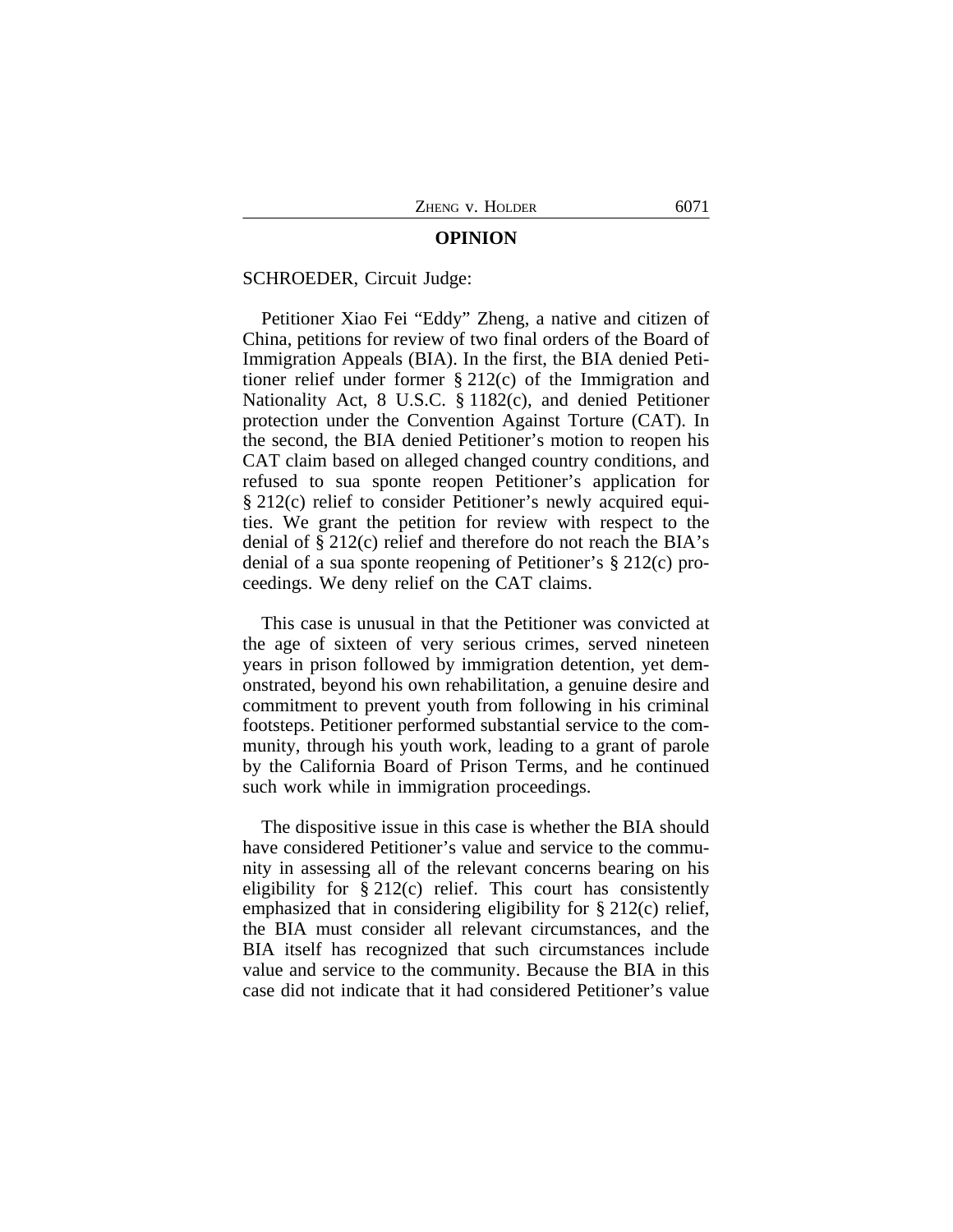# OPINION

SCHROEDER, Circuit Judge:

Petitioner Xiao Fei "Eddy" Zheng, a native and citizen of China, petitions for review of two final orders of the Board of Immigration Appeals (BIA). In the first, the BIA denied Petitioner relief under former § 212(c) of the Immigration and Nationality Act, 8 U.S.C. § 1182(c), and denied Petitioner protection under the Convention Against Torture (CAT). In the second, the BIA denied Petitioner's motion to reopen his CAT claim based on alleged changed country conditions, and refused to sua sponte reopen Petitioner's application for § 212(c) relief to consider Petitioner's newly acquired equities. We grant the petition for review with respect to the denial of § 212(c) relief and therefore do not reach the BIA's denial of a sua sponte reopening of Petitioner's § 212(c) proceedings. We deny relief on the CAT claims.

This case is unusual in that the Petitioner was convicted at the age of sixteen of very serious crimes, served nineteen years in prison followed by immigration detention, yet demonstrated, beyond his own rehabilitation, a genuine desire and commitment to prevent youth from following in his criminal footsteps. Petitioner performed substantial service to the community, through his youth work, leading to a grant of parole by the California Board of Prison Terms, and he continued such work while in immigration proceedings.

The dispositive issue in this case is whether the BIA should have considered Petitioner's value and service to the community in assessing all of the relevant concerns bearing on his eligibility for § 212(c) relief. This court has consistently emphasized that in considering eligibility for § 212(c) relief, the BIA must consider all relevant circumstances, and the BIA itself has recognized that such circumstances include value and service to the community. Because the BIA in this case did not indicate that it had considered Petitioner's value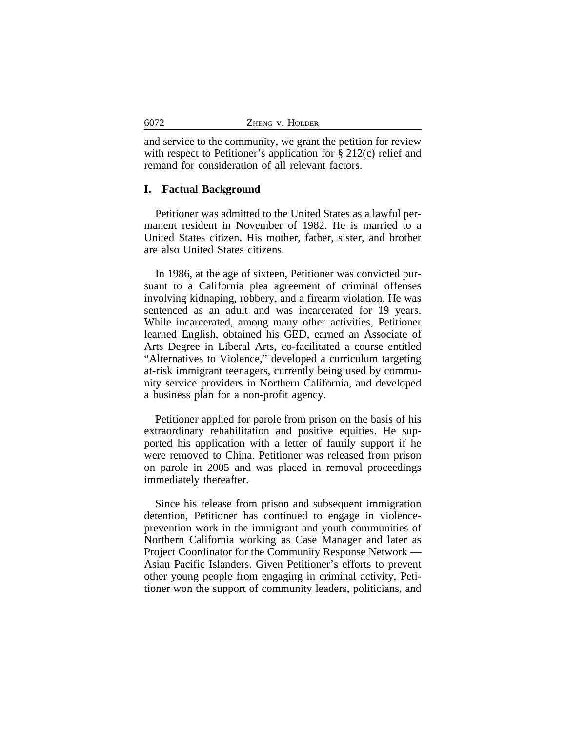and service to the community, we grant the petition for review with respect to Petitioner's application for § 212(c) relief and remand for consideration of all relevant factors.

## I. Factual Background

Petitioner was admitted to the United States as a lawful permanent resident in November of 1982. He is married to a United States citizen. His mother, father, sister, and brother are also United States citizens.

In 1986, at the age of sixteen, Petitioner was convicted pursuant to a California plea agreement of criminal offenses involving kidnaping, robbery, and a firearm violation. He was sentenced as an adult and was incarcerated for 19 years. While incarcerated, among many other activities, Petitioner learned English, obtained his GED, earned an Associate of Arts Degree in Liberal Arts, co-facilitated a course entitled "Alternatives to Violence," developed a curriculum targeting at-risk immigrant teenagers, currently being used by community service providers in Northern California, and developed a business plan for a non-profit agency.

Petitioner applied for parole from prison on the basis of his extraordinary rehabilitation and positive equities. He supported his application with a letter of family support if he were removed to China. Petitioner was released from prison on parole in 2005 and was placed in removal proceedings immediately thereafter.

Since his release from prison and subsequent immigration detention, Petitioner has continued to engage in violence-prevention work in the immigrant and youth communities of Northern California working as Case Manager and later as Project Coordinator for the Community Response Network — Asian Pacific Islanders. Given Petitioner's efforts to prevent other young people from engaging in criminal activity, Petitioner won the support of community leaders, politicians, and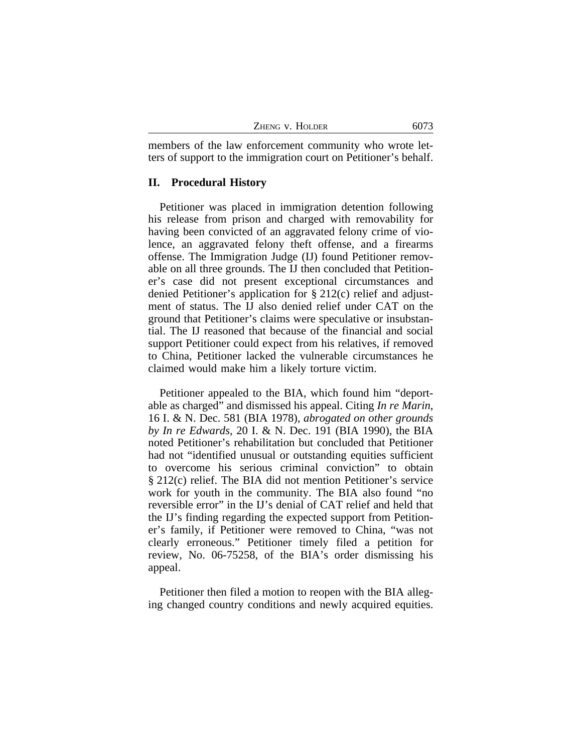members of the law enforcement community who wrote letters of support to the immigration court on Petitioner's behalf.

## II. Procedural History

Petitioner was placed in immigration detention following his release from prison and charged with removability for having been convicted of an aggravated felony crime of violence, an aggravated felony theft offense, and a firearms offense. The Immigration Judge (IJ) found Petitioner removable on all three grounds. The IJ then concluded that Petitioner's case did not present exceptional circumstances and denied Petitioner's application for § 212(c) relief and adjustment of status. The IJ also denied relief under CAT on the ground that Petitioner's claims were speculative or insubstantial. The IJ reasoned that because of the financial and social support Petitioner could expect from his relatives, if removed to China, Petitioner lacked the vulnerable circumstances he claimed would make him a likely torture victim.

Petitioner appealed to the BIA, which found him "deportable as charged" and dismissed his appeal. Citing *In re Marin*, 16 I. & N. Dec. 581 (BIA 1978), *abrogated on other grounds by In re Edwards*, 20 I. & N. Dec. 191 (BIA 1990), the BIA noted Petitioner's rehabilitation but concluded that Petitioner had not "identified unusual or outstanding equities sufficient to overcome his serious criminal conviction" to obtain § 212(c) relief. The BIA did not mention Petitioner's service work for youth in the community. The BIA also found "no reversible error" in the IJ's denial of CAT relief and held that the IJ's finding regarding the expected support from Petitioner's family, if Petitioner were removed to China, "was not clearly erroneous." Petitioner timely filed a petition for review, No. 06-75258, of the BIA's order dismissing his appeal.

Petitioner then filed a motion to reopen with the BIA alleging changed country conditions and newly acquired equities.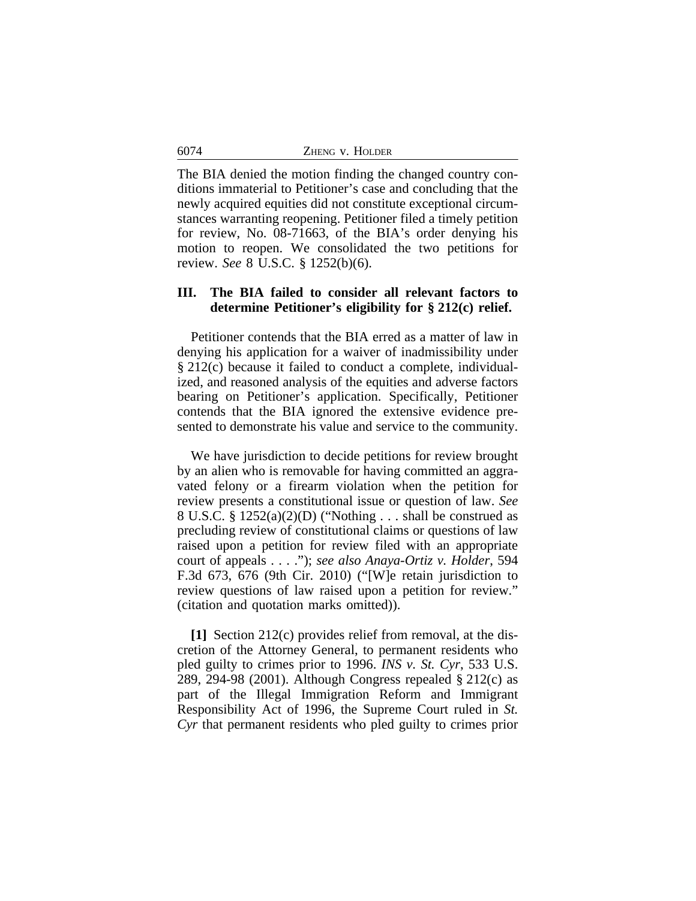The BIA denied the motion finding the changed country conditions immaterial to Petitioner's case and concluding that the newly acquired equities did not constitute exceptional circumstances warranting reopening. Petitioner filed a timely petition for review, No. 08-71663, of the BIA's order denying his motion to reopen. We consolidated the two petitions for review. *See* 8 U.S.C. § 1252(b)(6).

## III. The BIA failed to consider all relevant factors to determine Petitioner's eligibility for § 212(c) relief.

Petitioner contends that the BIA erred as a matter of law in denying his application for a waiver of inadmissibility under § 212(c) because it failed to conduct a complete, individualized, and reasoned analysis of the equities and adverse factors bearing on Petitioner's application. Specifically, Petitioner contends that the BIA ignored the extensive evidence presented to demonstrate his value and service to the community.

We have jurisdiction to decide petitions for review brought by an alien who is removable for having committed an aggravated felony or a firearm violation when the petition for review presents a constitutional issue or question of law. *See* 8 U.S.C. § 1252(a)(2)(D) ("Nothing . . . shall be construed as precluding review of constitutional claims or questions of law raised upon a petition for review filed with an appropriate court of appeals . . . ."); *see also Anaya-Ortiz v. Holder*, 594 F.3d 673, 676 (9th Cir. 2010) ("[W]e retain jurisdiction to review questions of law raised upon a petition for review." (citation and quotation marks omitted)).

**[1]** Section 212(c) provides relief from removal, at the discretion of the Attorney General, to permanent residents who pled guilty to crimes prior to 1996. *INS v. St. Cyr*, 533 U.S. 289, 294-98 (2001). Although Congress repealed § 212(c) as part of the Illegal Immigration Reform and Immigrant Responsibility Act of 1996, the Supreme Court ruled in *St. Cyr* that permanent residents who pled guilty to crimes prior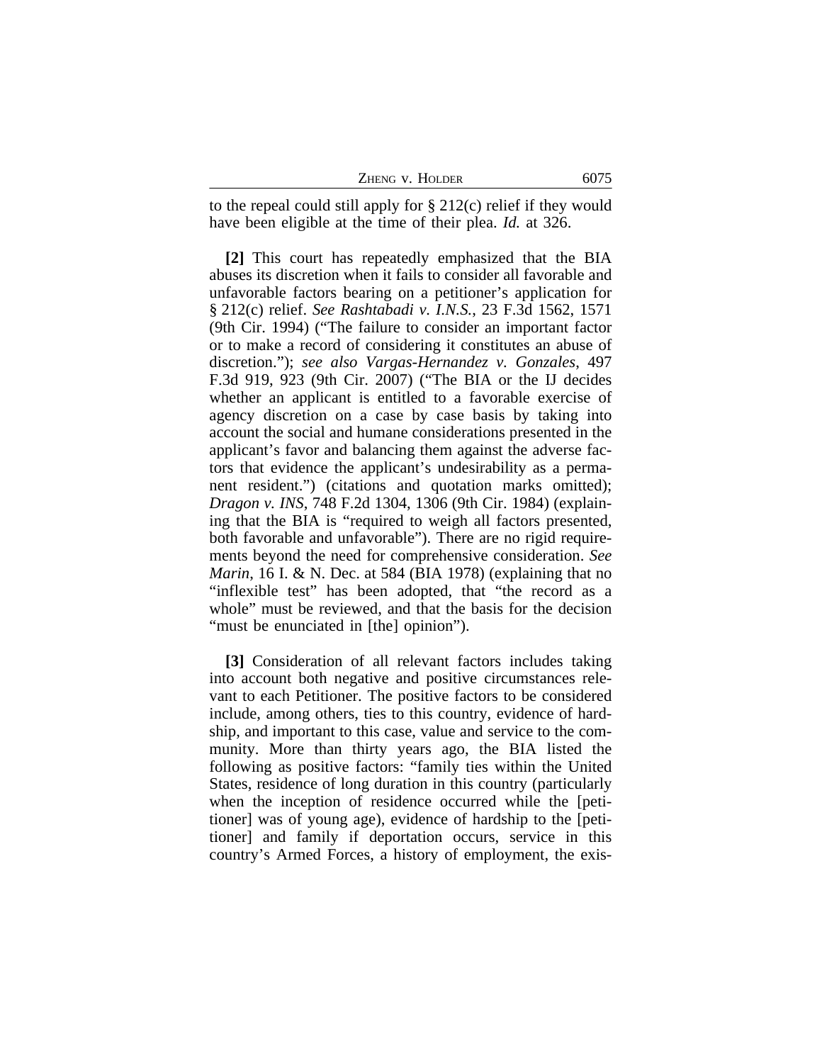to the repeal could still apply for § 212(c) relief if they would have been eligible at the time of their plea. *Id.* at 326.

**[2]** This court has repeatedly emphasized that the BIA abuses its discretion when it fails to consider all favorable and unfavorable factors bearing on a petitioner's application for § 212(c) relief. *See Rashtabadi v. I.N.S.*, 23 F.3d 1562, 1571 (9th Cir. 1994) ("The failure to consider an important factor or to make a record of considering it constitutes an abuse of discretion."); *see also Vargas-Hernandez v. Gonzales*, 497 F.3d 919, 923 (9th Cir. 2007) ("The BIA or the IJ decides whether an applicant is entitled to a favorable exercise of agency discretion on a case by case basis by taking into account the social and humane considerations presented in the applicant's favor and balancing them against the adverse factors that evidence the applicant's undesirability as a permanent resident.") (citations and quotation marks omitted); *Dragon v. INS*, 748 F.2d 1304, 1306 (9th Cir. 1984) (explaining that the BIA is "required to weigh all factors presented, both favorable and unfavorable"). There are no rigid requirements beyond the need for comprehensive consideration. *See Marin*, 16 I. & N. Dec. at 584 (BIA 1978) (explaining that no "inflexible test" has been adopted, that "the record as a whole" must be reviewed, and that the basis for the decision "must be enunciated in [the] opinion").

**[3]** Consideration of all relevant factors includes taking into account both negative and positive circumstances relevant to each Petitioner. The positive factors to be considered include, among others, ties to this country, evidence of hardship, and important to this case, value and service to the community. More than thirty years ago, the BIA listed the following as positive factors: "family ties within the United States, residence of long duration in this country (particularly when the inception of residence occurred while the [petitioner] was of young age), evidence of hardship to the [petitioner] and family if deportation occurs, service in this country's Armed Forces, a history of employment, the exis-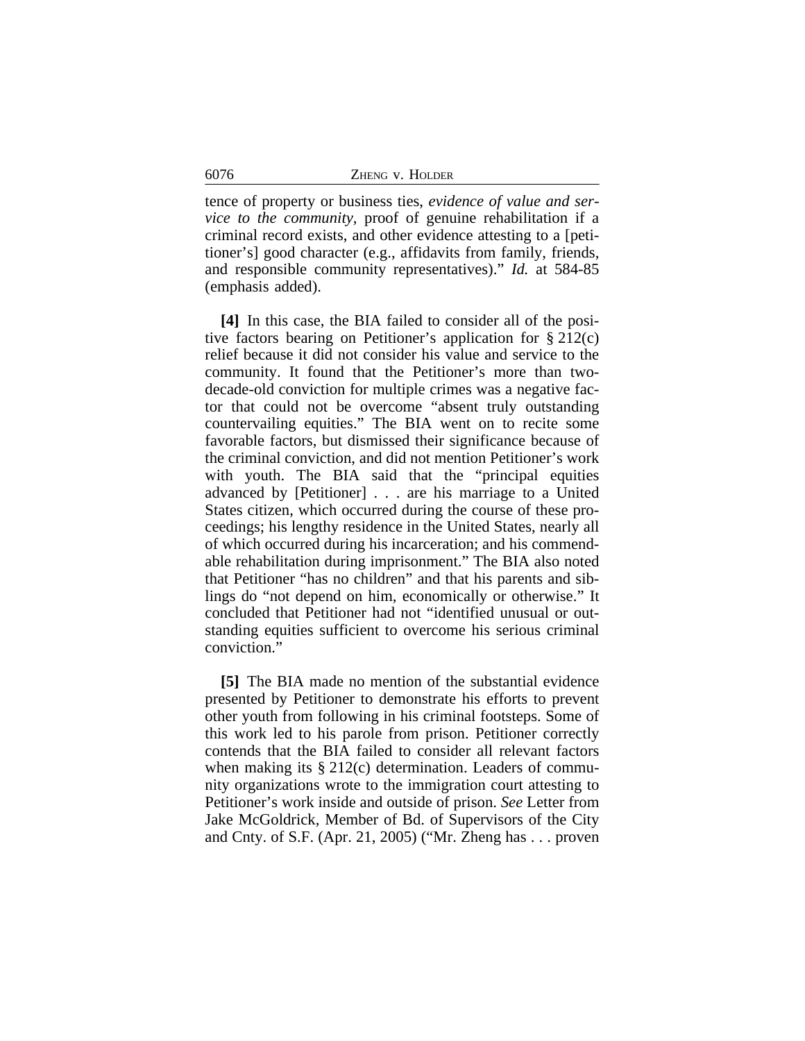tence of property or business ties, *evidence of value and service to the community*, proof of genuine rehabilitation if a criminal record exists, and other evidence attesting to a [petitioner's] good character (e.g., affidavits from family, friends, and responsible community representatives)." *Id.* at 584-85 (emphasis added).

**[4]** In this case, the BIA failed to consider all of the positive factors bearing on Petitioner's application for § 212(c) relief because it did not consider his value and service to the community. It found that the Petitioner's more than two-decade-old conviction for multiple crimes was a negative factor that could not be overcome "absent truly outstanding countervailing equities." The BIA went on to recite some favorable factors, but dismissed their significance because of the criminal conviction, and did not mention Petitioner's work with youth. The BIA said that the "principal equities advanced by [Petitioner] . . . are his marriage to a United States citizen, which occurred during the course of these proceedings; his lengthy residence in the United States, nearly all of which occurred during his incarceration; and his commendable rehabilitation during imprisonment." The BIA also noted that Petitioner "has no children" and that his parents and siblings do "not depend on him, economically or otherwise." It concluded that Petitioner had not "identified unusual or outstanding equities sufficient to overcome his serious criminal conviction."

**[5]** The BIA made no mention of the substantial evidence presented by Petitioner to demonstrate his efforts to prevent other youth from following in his criminal footsteps. Some of this work led to his parole from prison. Petitioner correctly contends that the BIA failed to consider all relevant factors when making its § 212(c) determination. Leaders of community organizations wrote to the immigration court attesting to Petitioner's work inside and outside of prison. *See* Letter from Jake McGoldrick, Member of Bd. of Supervisors of the City and Cnty. of S.F. (Apr. 21, 2005) ("Mr. Zheng has . . . proven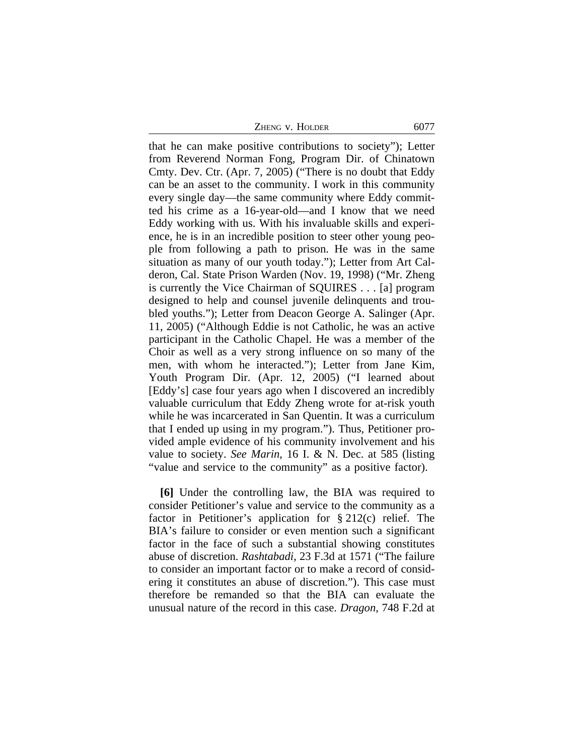that he can make positive contributions to society"); Letter from Reverend Norman Fong, Program Dir. of Chinatown Cmty. Dev. Ctr. (Apr. 7, 2005) ("There is no doubt that Eddy can be an asset to the community. I work in this community every single day—the same community where Eddy committed his crime as a 16-year-old—and I know that we need Eddy working with us. With his invaluable skills and experience, he is in an incredible position to steer other young people from following a path to prison. He was in the same situation as many of our youth today."); Letter from Art Calderon, Cal. State Prison Warden (Nov. 19, 1998) ("Mr. Zheng is currently the Vice Chairman of SQUIRES . . . [a] program designed to help and counsel juvenile delinquents and troubled youths."); Letter from Deacon George A. Salinger (Apr. 11, 2005) ("Although Eddie is not Catholic, he was an active participant in the Catholic Chapel. He was a member of the Choir as well as a very strong influence on so many of the men, with whom he interacted."); Letter from Jane Kim, Youth Program Dir. (Apr. 12, 2005) ("I learned about [Eddy's] case four years ago when I discovered an incredibly valuable curriculum that Eddy Zheng wrote for at-risk youth while he was incarcerated in San Quentin. It was a curriculum that I ended up using in my program."). Thus, Petitioner provided ample evidence of his community involvement and his value to society. *See Marin*, 16 I. & N. Dec. at 585 (listing "value and service to the community" as a positive factor).

**[6]** Under the controlling law, the BIA was required to consider Petitioner's value and service to the community as a factor in Petitioner's application for § 212(c) relief. The BIA's failure to consider or even mention such a significant factor in the face of such a substantial showing constitutes abuse of discretion. *Rashtabadi*, 23 F.3d at 1571 ("The failure to consider an important factor or to make a record of considering it constitutes an abuse of discretion."). This case must therefore be remanded so that the BIA can evaluate the unusual nature of the record in this case. *Dragon*, 748 F.2d at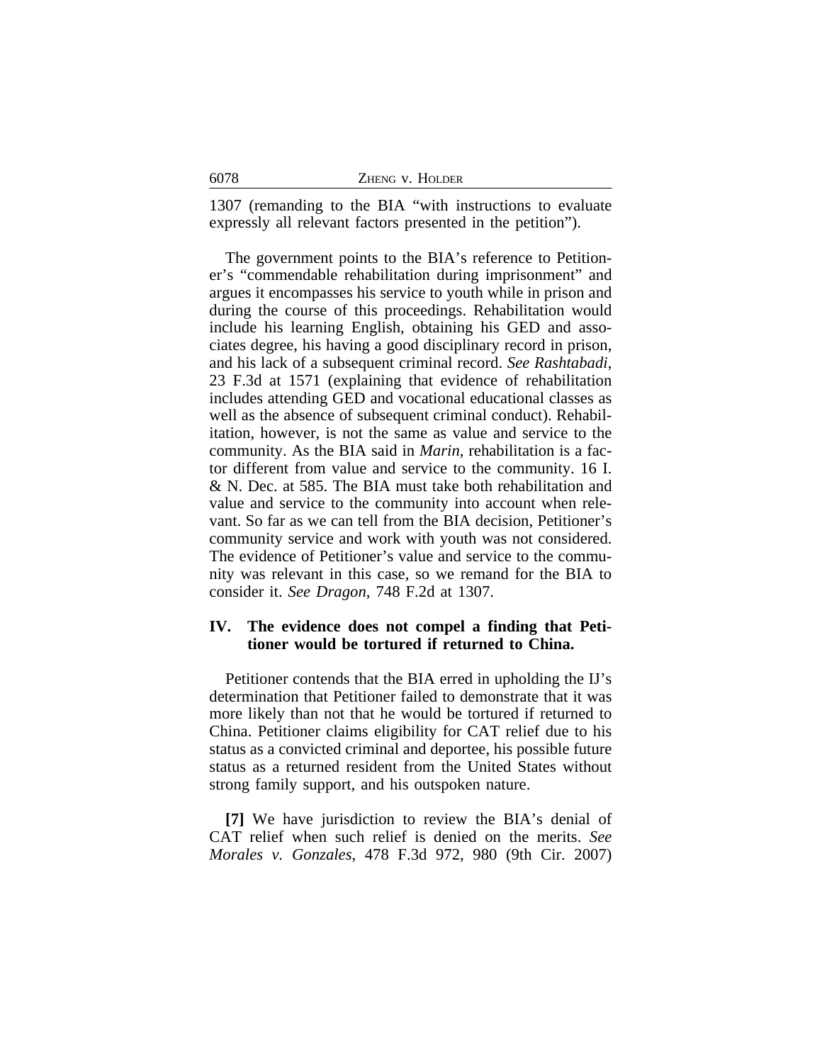1307 (remanding to the BIA "with instructions to evaluate expressly all relevant factors presented in the petition").

The government points to the BIA's reference to Petitioner's "commendable rehabilitation during imprisonment" and argues it encompasses his service to youth while in prison and during the course of this proceedings. Rehabilitation would include his learning English, obtaining his GED and associates degree, his having a good disciplinary record in prison, and his lack of a subsequent criminal record. *See Rashtabadi*, 23 F.3d at 1571 (explaining that evidence of rehabilitation includes attending GED and vocational educational classes as well as the absence of subsequent criminal conduct). Rehabilitation, however, is not the same as value and service to the community. As the BIA said in *Marin*, rehabilitation is a factor different from value and service to the community. 16 I. & N. Dec. at 585. The BIA must take both rehabilitation and value and service to the community into account when relevant. So far as we can tell from the BIA decision, Petitioner's community service and work with youth was not considered. The evidence of Petitioner's value and service to the community was relevant in this case, so we remand for the BIA to consider it. *See Dragon*, 748 F.2d at 1307.

## IV. The evidence does not compel a finding that Petitioner would be tortured if returned to China.

Petitioner contends that the BIA erred in upholding the IJ's determination that Petitioner failed to demonstrate that it was more likely than not that he would be tortured if returned to China. Petitioner claims eligibility for CAT relief due to his status as a convicted criminal and deportee, his possible future status as a returned resident from the United States without strong family support, and his outspoken nature.

**[7]** We have jurisdiction to review the BIA's denial of CAT relief when such relief is denied on the merits. *See Morales v. Gonzales*, 478 F.3d 972, 980 (9th Cir. 2007)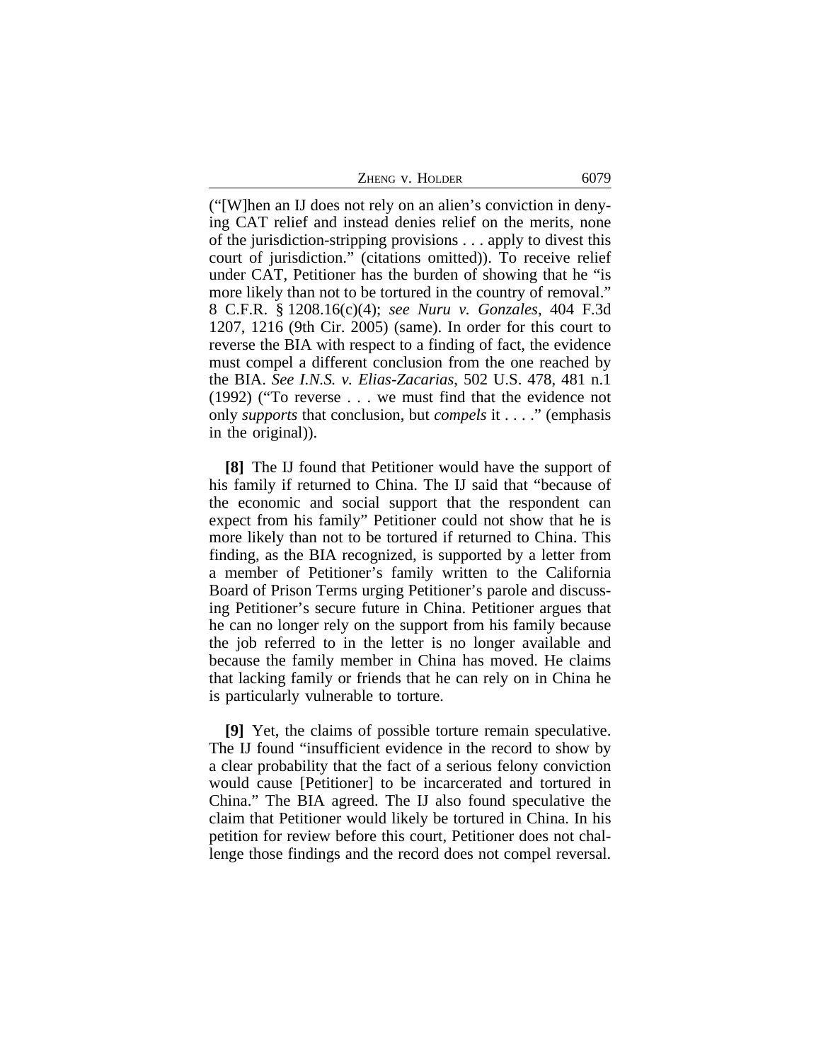("[W]hen an IJ does not rely on an alien's conviction in denying CAT relief and instead denies relief on the merits, none of the jurisdiction-stripping provisions . . . apply to divest this court of jurisdiction." (citations omitted)). To receive relief under CAT, Petitioner has the burden of showing that he "is more likely than not to be tortured in the country of removal." 8 C.F.R. § 1208.16(c)(4); *see Nuru v. Gonzales*, 404 F.3d 1207, 1216 (9th Cir. 2005) (same). In order for this court to reverse the BIA with respect to a finding of fact, the evidence must compel a different conclusion from the one reached by the BIA. *See I.N.S. v. Elias-Zacarias*, 502 U.S. 478, 481 n.1 (1992) ("To reverse . . . we must find that the evidence not only *supports* that conclusion, but *compels* it . . . ." (emphasis in the original)).

**[8]** The IJ found that Petitioner would have the support of his family if returned to China. The IJ said that "because of the economic and social support that the respondent can expect from his family" Petitioner could not show that he is more likely than not to be tortured if returned to China. This finding, as the BIA recognized, is supported by a letter from a member of Petitioner's family written to the California Board of Prison Terms urging Petitioner's parole and discussing Petitioner's secure future in China. Petitioner argues that he can no longer rely on the support from his family because the job referred to in the letter is no longer available and because the family member in China has moved. He claims that lacking family or friends that he can rely on in China he is particularly vulnerable to torture.

**[9]** Yet, the claims of possible torture remain speculative. The IJ found "insufficient evidence in the record to show by a clear probability that the fact of a serious felony conviction would cause [Petitioner] to be incarcerated and tortured in China." The BIA agreed. The IJ also found speculative the claim that Petitioner would likely be tortured in China. In his petition for review before this court, Petitioner does not challenge those findings and the record does not compel reversal.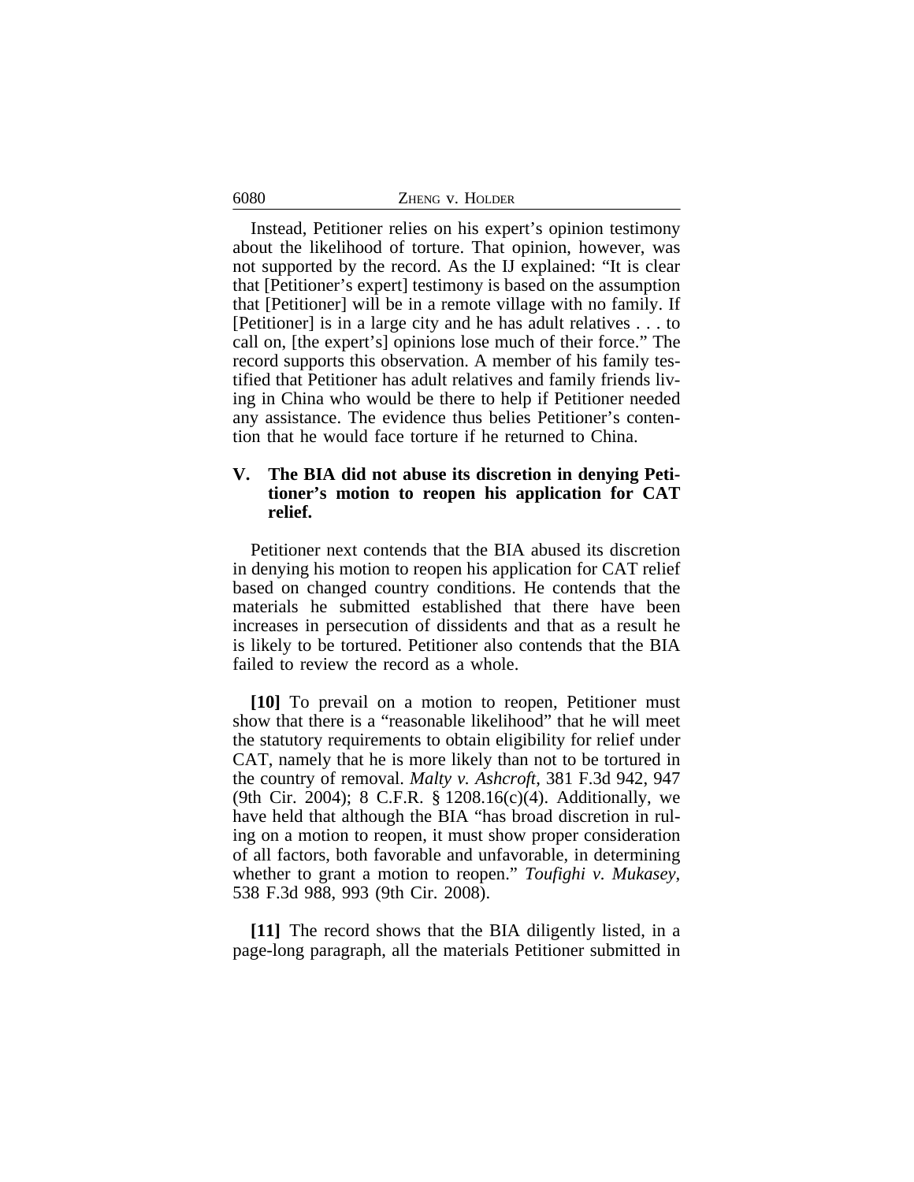Instead, Petitioner relies on his expert's opinion testimony about the likelihood of torture. That opinion, however, was not supported by the record. As the IJ explained: "It is clear that [Petitioner's expert] testimony is based on the assumption that [Petitioner] will be in a remote village with no family. If [Petitioner] is in a large city and he has adult relatives . . . to call on, [the expert's] opinions lose much of their force." The record supports this observation. A member of his family testified that Petitioner has adult relatives and family friends living in China who would be there to help if Petitioner needed any assistance. The evidence thus belies Petitioner's contention that he would face torture if he returned to China.

## V. The BIA did not abuse its discretion in denying Petitioner's motion to reopen his application for CAT relief.

Petitioner next contends that the BIA abused its discretion in denying his motion to reopen his application for CAT relief based on changed country conditions. He contends that the materials he submitted established that there have been increases in persecution of dissidents and that as a result he is likely to be tortured. Petitioner also contends that the BIA failed to review the record as a whole.

**[10]** To prevail on a motion to reopen, Petitioner must show that there is a "reasonable likelihood" that he will meet the statutory requirements to obtain eligibility for relief under CAT, namely that he is more likely than not to be tortured in the country of removal. *Malty v. Ashcroft*, 381 F.3d 942, 947 (9th Cir. 2004); 8 C.F.R. § 1208.16(c)(4). Additionally, we have held that although the BIA "has broad discretion in ruling on a motion to reopen, it must show proper consideration of all factors, both favorable and unfavorable, in determining whether to grant a motion to reopen." *Toufighi v. Mukasey*, 538 F.3d 988, 993 (9th Cir. 2008).

**[11]** The record shows that the BIA diligently listed, in a page-long paragraph, all the materials Petitioner submitted in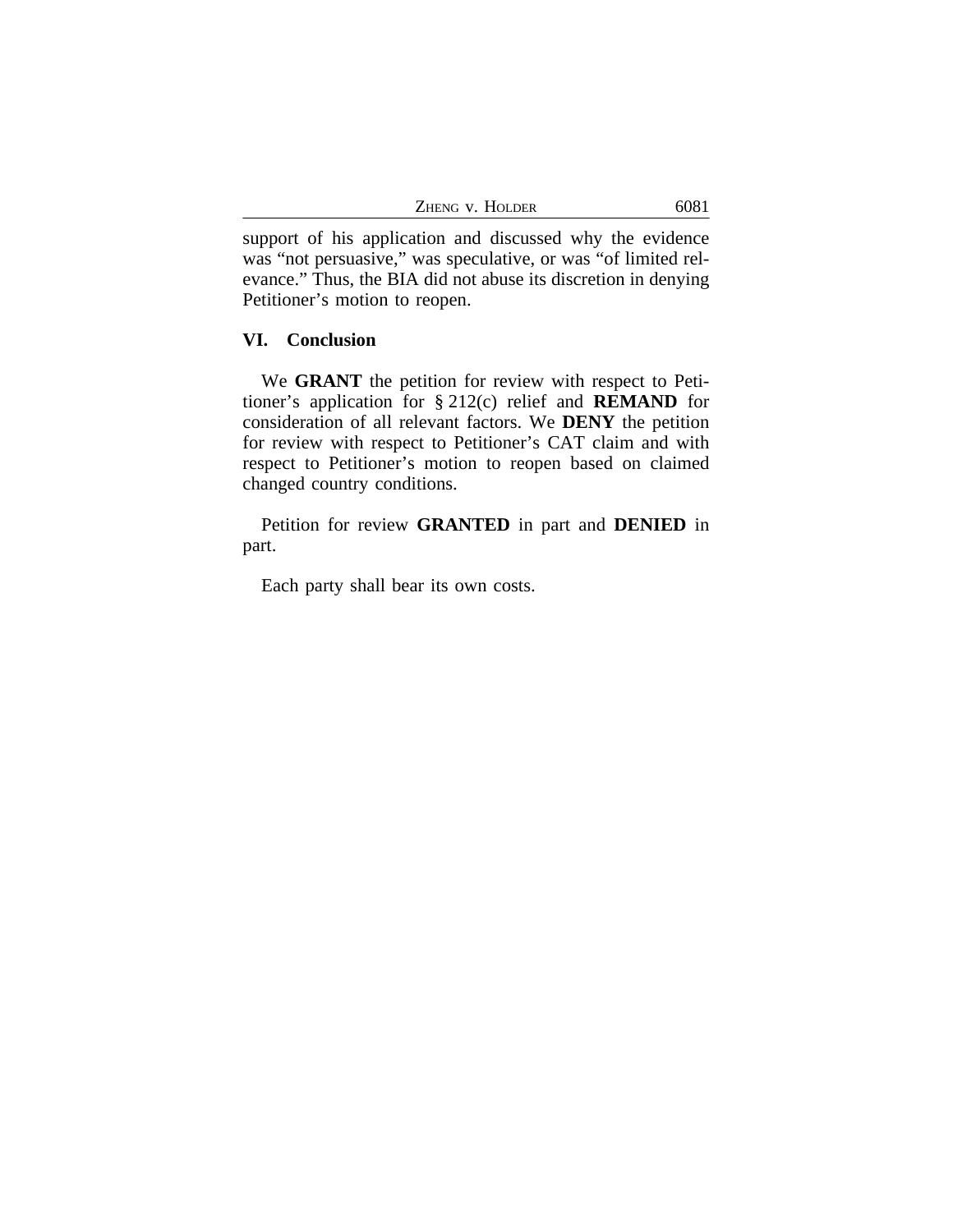support of his application and discussed why the evidence was "not persuasive," was speculative, or was "of limited relevance." Thus, the BIA did not abuse its discretion in denying Petitioner's motion to reopen.

## VI. Conclusion

We **GRANT** the petition for review with respect to Petitioner's application for § 212(c) relief and **REMAND** for consideration of all relevant factors. We **DENY** the petition for review with respect to Petitioner's CAT claim and with respect to Petitioner's motion to reopen based on claimed changed country conditions.

Petition for review **GRANTED** in part and **DENIED** in part.

Each party shall bear its own costs.